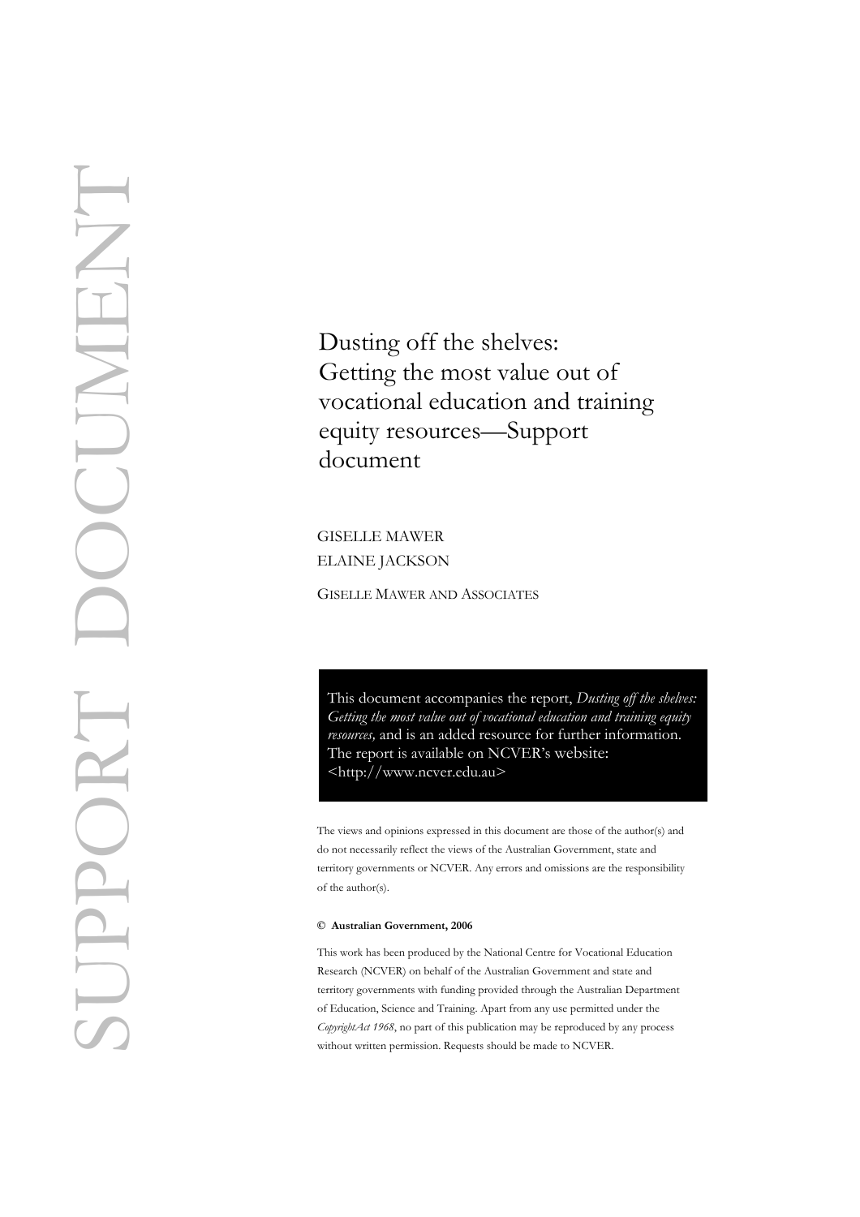SUPPORT DOCUMENT

# Dusting off the shelves: Getting the most value out of vocational education and training equity resources—Support document

GISELLE MAWER
ELAINE JACKSON

GISELLE MAWER AND ASSOCIATES

This document accompanies the report, *Dusting off the shelves: Getting the most value out of vocational education and training equity resources,* and is an added resource for further information. The report is available on NCVER's website: <http://www.ncver.edu.au>

The views and opinions expressed in this document are those of the author(s) and do not necessarily reflect the views of the Australian Government, state and territory governments or NCVER. Any errors and omissions are the responsibility of the author(s).

**© Australian Government, 2006**

This work has been produced by the National Centre for Vocational Education Research (NCVER) on behalf of the Australian Government and state and territory governments with funding provided through the Australian Department of Education, Science and Training. Apart from any use permitted under the *CopyrightAct 1968*, no part of this publication may be reproduced by any process without written permission. Requests should be made to NCVER.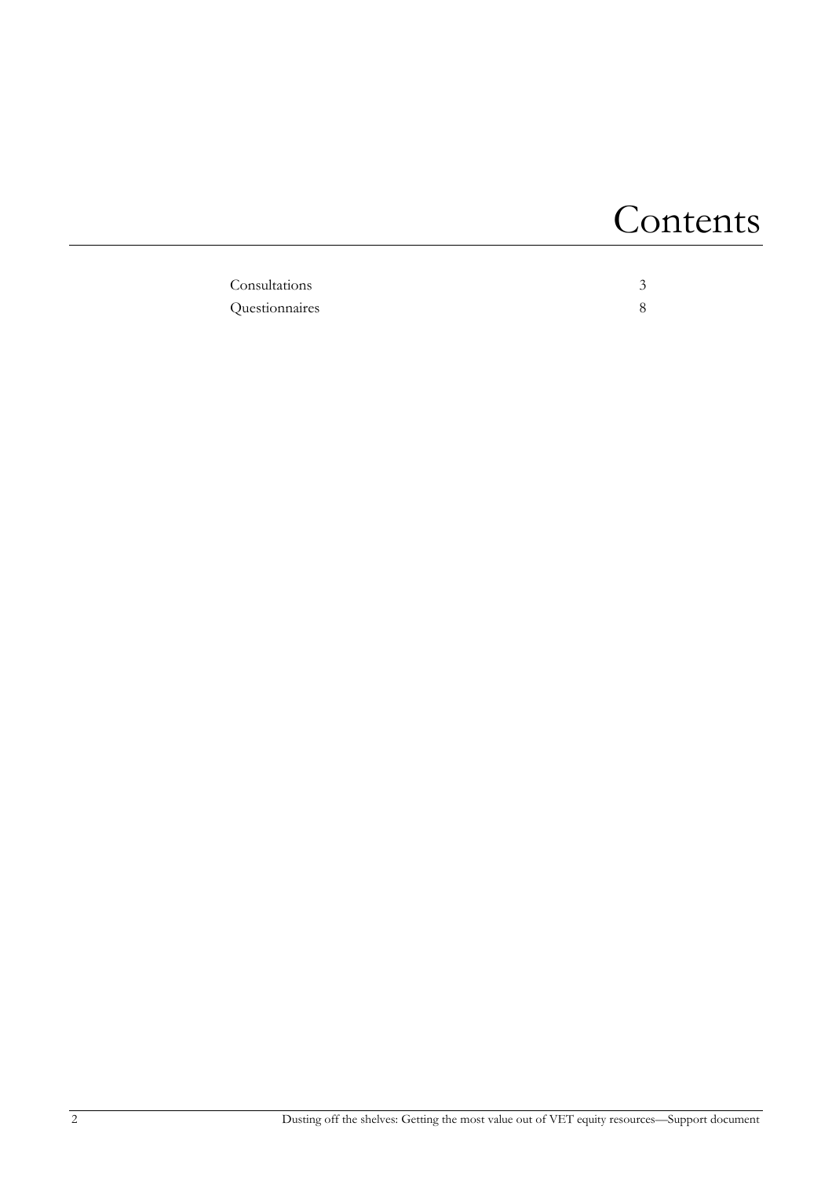# Contents

| | |
|---|---|
| Consultations | 3 |
| Questionnaires | 8 |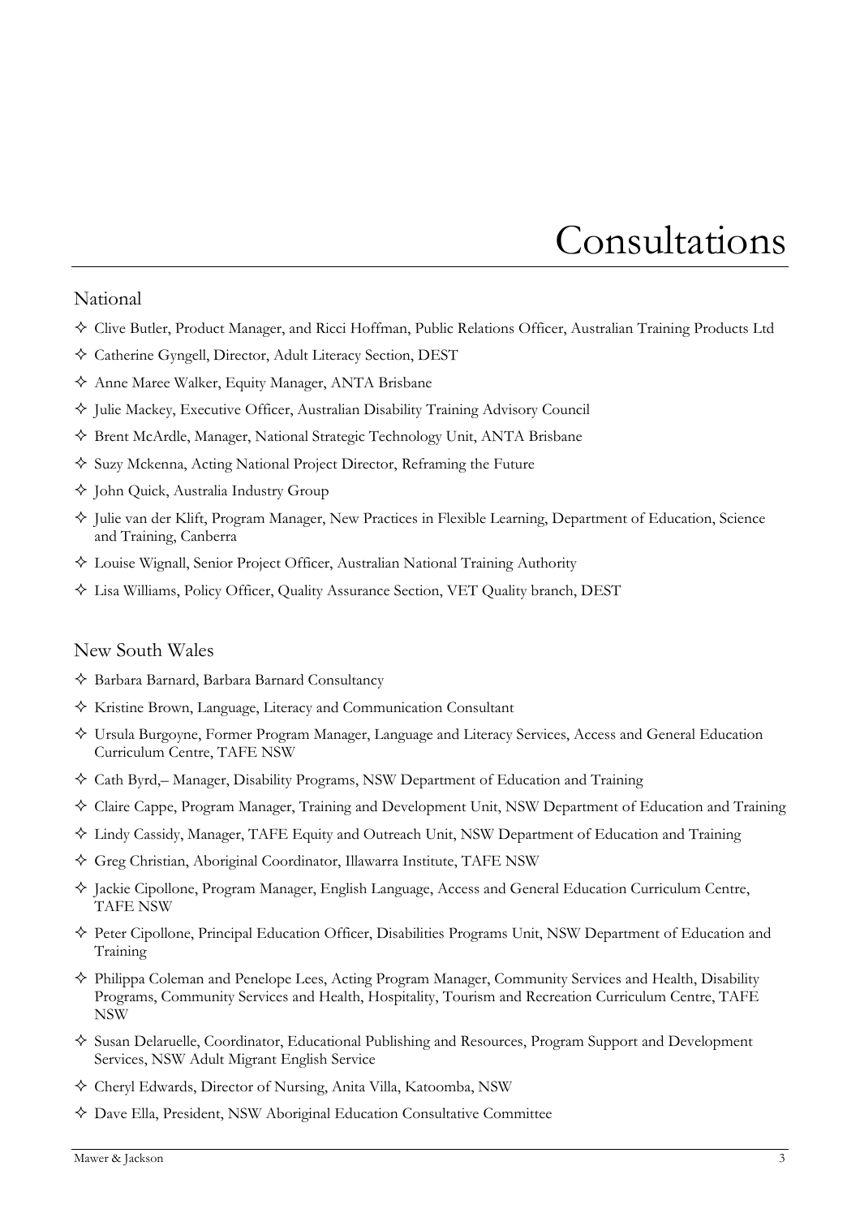# Consultations

## National

- Clive Butler, Product Manager, and Ricci Hoffman, Public Relations Officer, Australian Training Products Ltd
- Catherine Gyngell, Director, Adult Literacy Section, DEST
- Anne Maree Walker, Equity Manager, ANTA Brisbane
- Julie Mackey, Executive Officer, Australian Disability Training Advisory Council
- Brent McArdle, Manager, National Strategic Technology Unit, ANTA Brisbane
- Suzy Mckenna, Acting National Project Director, Reframing the Future
- John Quick, Australia Industry Group
- Julie van der Klift, Program Manager, New Practices in Flexible Learning, Department of Education, Science and Training, Canberra
- Louise Wignall, Senior Project Officer, Australian National Training Authority
- Lisa Williams, Policy Officer, Quality Assurance Section, VET Quality branch, DEST

## New South Wales

- Barbara Barnard, Barbara Barnard Consultancy
- Kristine Brown, Language, Literacy and Communication Consultant
- Ursula Burgoyne, Former Program Manager, Language and Literacy Services, Access and General Education Curriculum Centre, TAFE NSW
- Cath Byrd,– Manager, Disability Programs, NSW Department of Education and Training
- Claire Cappe, Program Manager, Training and Development Unit, NSW Department of Education and Training
- Lindy Cassidy, Manager, TAFE Equity and Outreach Unit, NSW Department of Education and Training
- Greg Christian, Aboriginal Coordinator, Illawarra Institute, TAFE NSW
- Jackie Cipollone, Program Manager, English Language, Access and General Education Curriculum Centre, TAFE NSW
- Peter Cipollone, Principal Education Officer, Disabilities Programs Unit, NSW Department of Education and Training
- Philippa Coleman and Penelope Lees, Acting Program Manager, Community Services and Health, Disability Programs, Community Services and Health, Hospitality, Tourism and Recreation Curriculum Centre, TAFE NSW
- Susan Delaruelle, Coordinator, Educational Publishing and Resources, Program Support and Development Services, NSW Adult Migrant English Service
- Cheryl Edwards, Director of Nursing, Anita Villa, Katoomba, NSW
- Dave Ella, President, NSW Aboriginal Education Consultative Committee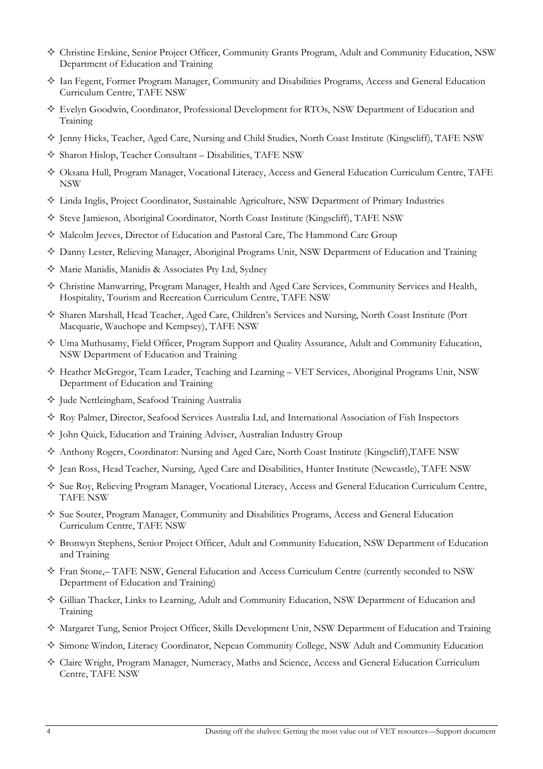- Christine Erskine, Senior Project Officer, Community Grants Program, Adult and Community Education, NSW Department of Education and Training
- Ian Fegent, Former Program Manager, Community and Disabilities Programs, Access and General Education Curriculum Centre, TAFE NSW
- Evelyn Goodwin, Coordinator, Professional Development for RTOs, NSW Department of Education and Training
- Jenny Hicks, Teacher, Aged Care, Nursing and Child Studies, North Coast Institute (Kingscliff), TAFE NSW
- Sharon Hislop, Teacher Consultant – Disabilities, TAFE NSW
- Oksana Hull, Program Manager, Vocational Literacy, Access and General Education Curriculum Centre, TAFE NSW
- Linda Inglis, Project Coordinator, Sustainable Agriculture, NSW Department of Primary Industries
- Steve Jamieson, Aboriginal Coordinator, North Coast Institute (Kingscliff), TAFE NSW
- Malcolm Jeeves, Director of Education and Pastoral Care, The Hammond Care Group
- Danny Lester, Relieving Manager, Aboriginal Programs Unit, NSW Department of Education and Training
- Marie Manidis, Manidis & Associates Pty Ltd, Sydney
- Christine Manwarring, Program Manager, Health and Aged Care Services, Community Services and Health, Hospitality, Tourism and Recreation Curriculum Centre, TAFE NSW
- Sharen Marshall, Head Teacher, Aged Care, Children's Services and Nursing, North Coast Institute (Port Macquarie, Wauchope and Kempsey), TAFE NSW
- Uma Muthusamy, Field Officer, Program Support and Quality Assurance, Adult and Community Education, NSW Department of Education and Training
- Heather McGregor, Team Leader, Teaching and Learning – VET Services, Aboriginal Programs Unit, NSW Department of Education and Training
- Jude Nettleingham, Seafood Training Australia
- Roy Palmer, Director, Seafood Services Australia Ltd, and International Association of Fish Inspectors
- John Quick, Education and Training Adviser, Australian Industry Group
- Anthony Rogers, Coordinator: Nursing and Aged Care, North Coast Institute (Kingscliff),TAFE NSW
- Jean Ross, Head Teacher, Nursing, Aged Care and Disabilities, Hunter Institute (Newcastle), TAFE NSW
- Sue Roy, Relieving Program Manager, Vocational Literacy, Access and General Education Curriculum Centre, TAFE NSW
- Sue Souter, Program Manager, Community and Disabilities Programs, Access and General Education Curriculum Centre, TAFE NSW
- Bronwyn Stephens, Senior Project Officer, Adult and Community Education, NSW Department of Education and Training
- Fran Stone,– TAFE NSW, General Education and Access Curriculum Centre (currently seconded to NSW Department of Education and Training)
- Gillian Thacker, Links to Learning, Adult and Community Education, NSW Department of Education and Training
- Margaret Tung, Senior Project Officer, Skills Development Unit, NSW Department of Education and Training
- Simone Windon, Literacy Coordinator, Nepean Community College, NSW Adult and Community Education
- Claire Wright, Program Manager, Numeracy, Maths and Science, Access and General Education Curriculum Centre, TAFE NSW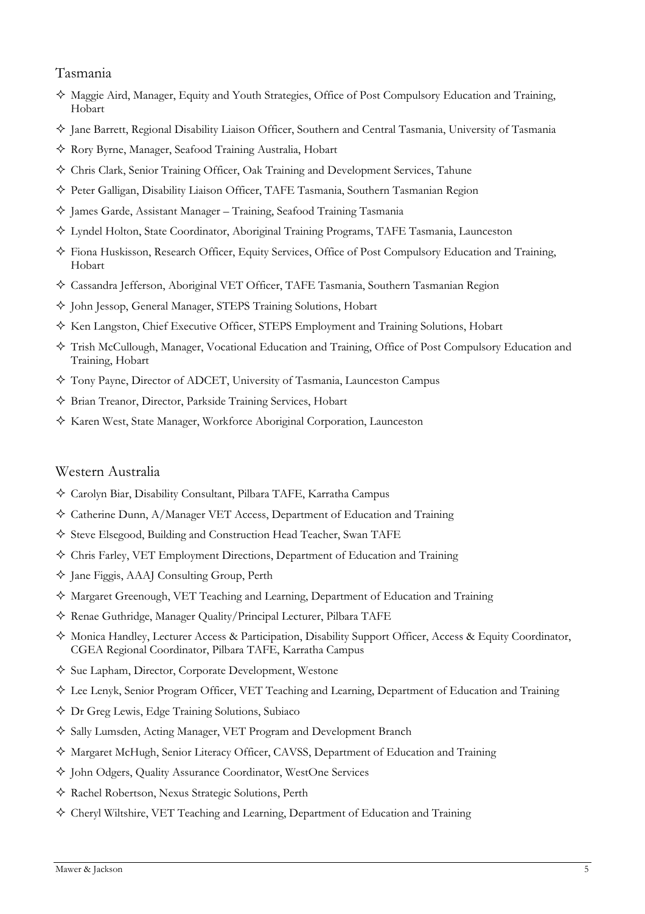## Tasmania

- Maggie Aird, Manager, Equity and Youth Strategies, Office of Post Compulsory Education and Training, Hobart
- Jane Barrett, Regional Disability Liaison Officer, Southern and Central Tasmania, University of Tasmania
- Rory Byrne, Manager, Seafood Training Australia, Hobart
- Chris Clark, Senior Training Officer, Oak Training and Development Services, Tahune
- Peter Galligan, Disability Liaison Officer, TAFE Tasmania, Southern Tasmanian Region
- James Garde, Assistant Manager – Training, Seafood Training Tasmania
- Lyndel Holton, State Coordinator, Aboriginal Training Programs, TAFE Tasmania, Launceston
- Fiona Huskisson, Research Officer, Equity Services, Office of Post Compulsory Education and Training, Hobart
- Cassandra Jefferson, Aboriginal VET Officer, TAFE Tasmania, Southern Tasmanian Region
- John Jessop, General Manager, STEPS Training Solutions, Hobart
- Ken Langston, Chief Executive Officer, STEPS Employment and Training Solutions, Hobart
- Trish McCullough, Manager, Vocational Education and Training, Office of Post Compulsory Education and Training, Hobart
- Tony Payne, Director of ADCET, University of Tasmania, Launceston Campus
- Brian Treanor, Director, Parkside Training Services, Hobart
- Karen West, State Manager, Workforce Aboriginal Corporation, Launceston

## Western Australia

- Carolyn Biar, Disability Consultant, Pilbara TAFE, Karratha Campus
- Catherine Dunn, A/Manager VET Access, Department of Education and Training
- Steve Elsegood, Building and Construction Head Teacher, Swan TAFE
- Chris Farley, VET Employment Directions, Department of Education and Training
- Jane Figgis, AAAJ Consulting Group, Perth
- Margaret Greenough, VET Teaching and Learning, Department of Education and Training
- Renae Guthridge, Manager Quality/Principal Lecturer, Pilbara TAFE
- Monica Handley, Lecturer Access & Participation, Disability Support Officer, Access & Equity Coordinator, CGEA Regional Coordinator, Pilbara TAFE, Karratha Campus
- Sue Lapham, Director, Corporate Development, Westone
- Lee Lenyk, Senior Program Officer, VET Teaching and Learning, Department of Education and Training
- Dr Greg Lewis, Edge Training Solutions, Subiaco
- Sally Lumsden, Acting Manager, VET Program and Development Branch
- Margaret McHugh, Senior Literacy Officer, CAVSS, Department of Education and Training
- John Odgers, Quality Assurance Coordinator, WestOne Services
- Rachel Robertson, Nexus Strategic Solutions, Perth
- Cheryl Wiltshire, VET Teaching and Learning, Department of Education and Training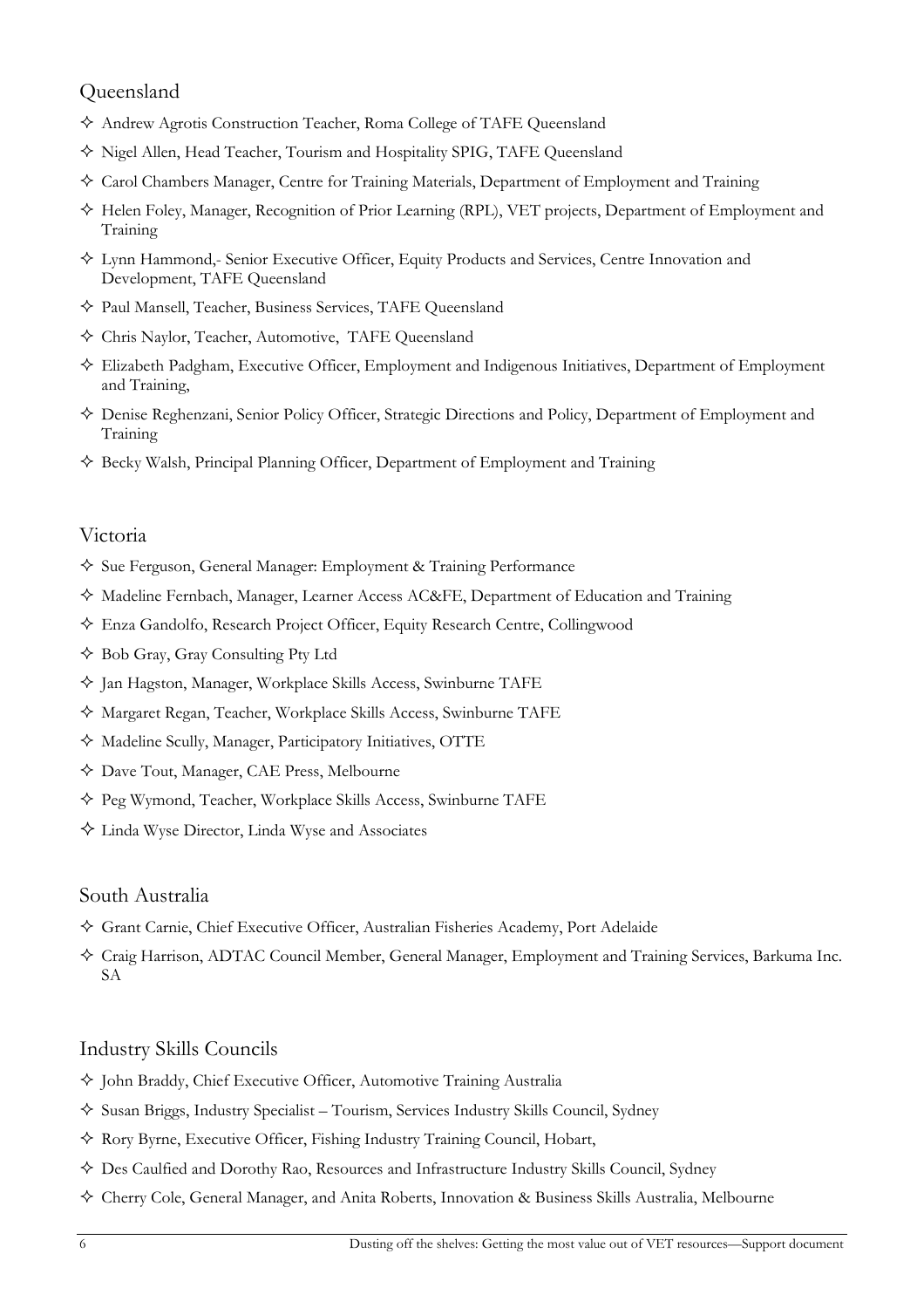## Queensland

- Andrew Agrotis Construction Teacher, Roma College of TAFE Queensland
- Nigel Allen, Head Teacher, Tourism and Hospitality SPIG, TAFE Queensland
- Carol Chambers Manager, Centre for Training Materials, Department of Employment and Training
- Helen Foley, Manager, Recognition of Prior Learning (RPL), VET projects, Department of Employment and Training
- Lynn Hammond,- Senior Executive Officer, Equity Products and Services, Centre Innovation and Development, TAFE Queensland
- Paul Mansell, Teacher, Business Services, TAFE Queensland
- Chris Naylor, Teacher, Automotive, TAFE Queensland
- Elizabeth Padgham, Executive Officer, Employment and Indigenous Initiatives, Department of Employment and Training,
- Denise Reghenzani, Senior Policy Officer, Strategic Directions and Policy, Department of Employment and Training
- Becky Walsh, Principal Planning Officer, Department of Employment and Training

## Victoria

- Sue Ferguson, General Manager: Employment & Training Performance
- Madeline Fernbach, Manager, Learner Access AC&FE, Department of Education and Training
- Enza Gandolfo, Research Project Officer, Equity Research Centre, Collingwood
- Bob Gray, Gray Consulting Pty Ltd
- Jan Hagston, Manager, Workplace Skills Access, Swinburne TAFE
- Margaret Regan, Teacher, Workplace Skills Access, Swinburne TAFE
- Madeline Scully, Manager, Participatory Initiatives, OTTE
- Dave Tout, Manager, CAE Press, Melbourne
- Peg Wymond, Teacher, Workplace Skills Access, Swinburne TAFE
- Linda Wyse Director, Linda Wyse and Associates

## South Australia

- Grant Carnie, Chief Executive Officer, Australian Fisheries Academy, Port Adelaide
- Craig Harrison, ADTAC Council Member, General Manager, Employment and Training Services, Barkuma Inc. SA

## Industry Skills Councils

- John Braddy, Chief Executive Officer, Automotive Training Australia
- Susan Briggs, Industry Specialist – Tourism, Services Industry Skills Council, Sydney
- Rory Byrne, Executive Officer, Fishing Industry Training Council, Hobart,
- Des Caulfied and Dorothy Rao, Resources and Infrastructure Industry Skills Council, Sydney
- Cherry Cole, General Manager, and Anita Roberts, Innovation & Business Skills Australia, Melbourne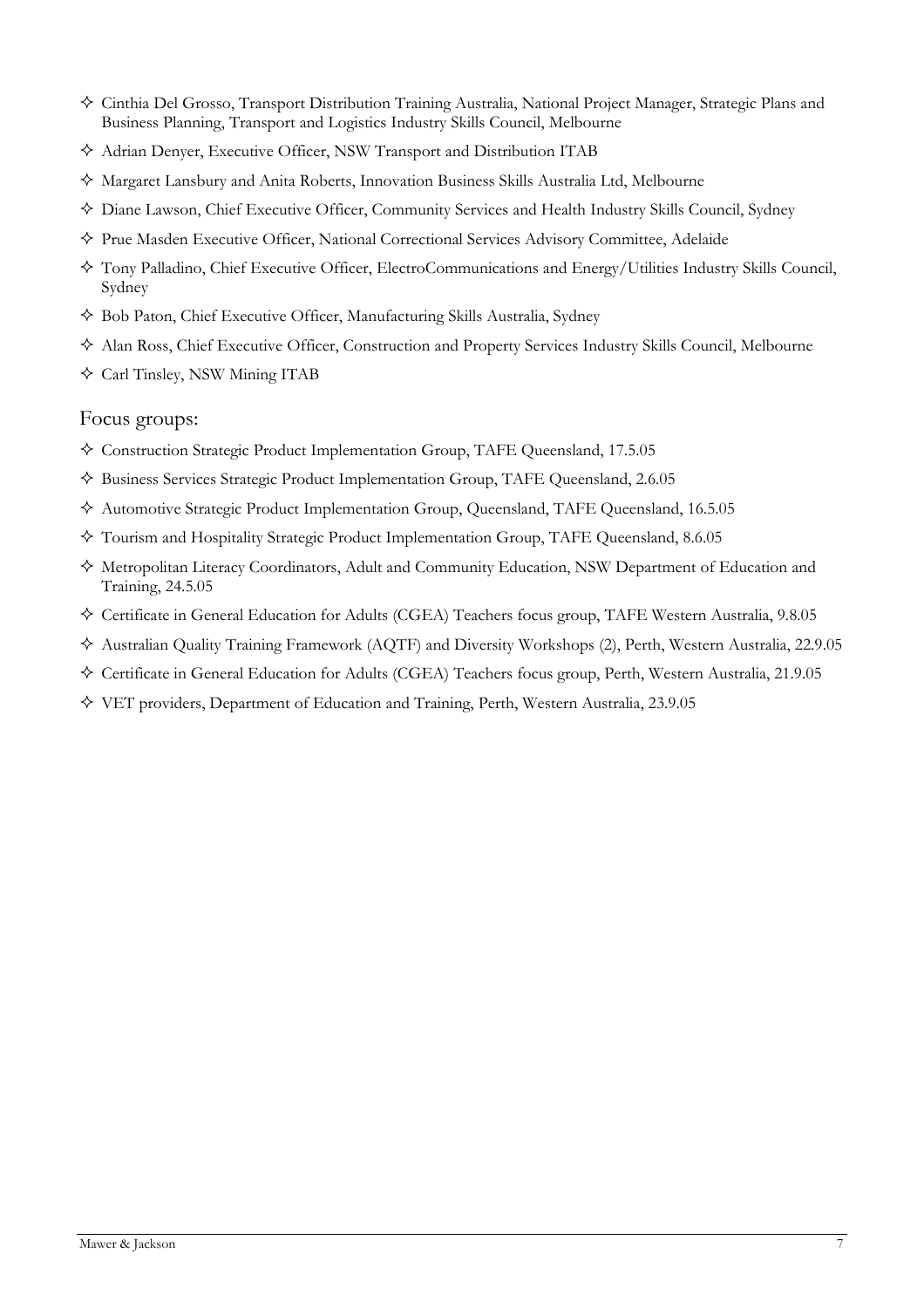- Cinthia Del Grosso, Transport Distribution Training Australia, National Project Manager, Strategic Plans and Business Planning, Transport and Logistics Industry Skills Council, Melbourne
- Adrian Denyer, Executive Officer, NSW Transport and Distribution ITAB
- Margaret Lansbury and Anita Roberts, Innovation Business Skills Australia Ltd, Melbourne
- Diane Lawson, Chief Executive Officer, Community Services and Health Industry Skills Council, Sydney
- Prue Masden Executive Officer, National Correctional Services Advisory Committee, Adelaide
- Tony Palladino, Chief Executive Officer, ElectroCommunications and Energy/Utilities Industry Skills Council, Sydney
- Bob Paton, Chief Executive Officer, Manufacturing Skills Australia, Sydney
- Alan Ross, Chief Executive Officer, Construction and Property Services Industry Skills Council, Melbourne
- Carl Tinsley, NSW Mining ITAB

## Focus groups:

- Construction Strategic Product Implementation Group, TAFE Queensland, 17.5.05
- Business Services Strategic Product Implementation Group, TAFE Queensland, 2.6.05
- Automotive Strategic Product Implementation Group, Queensland, TAFE Queensland, 16.5.05
- Tourism and Hospitality Strategic Product Implementation Group, TAFE Queensland, 8.6.05
- Metropolitan Literacy Coordinators, Adult and Community Education, NSW Department of Education and Training, 24.5.05
- Certificate in General Education for Adults (CGEA) Teachers focus group, TAFE Western Australia, 9.8.05
- Australian Quality Training Framework (AQTF) and Diversity Workshops (2), Perth, Western Australia, 22.9.05
- Certificate in General Education for Adults (CGEA) Teachers focus group, Perth, Western Australia, 21.9.05
- VET providers, Department of Education and Training, Perth, Western Australia, 23.9.05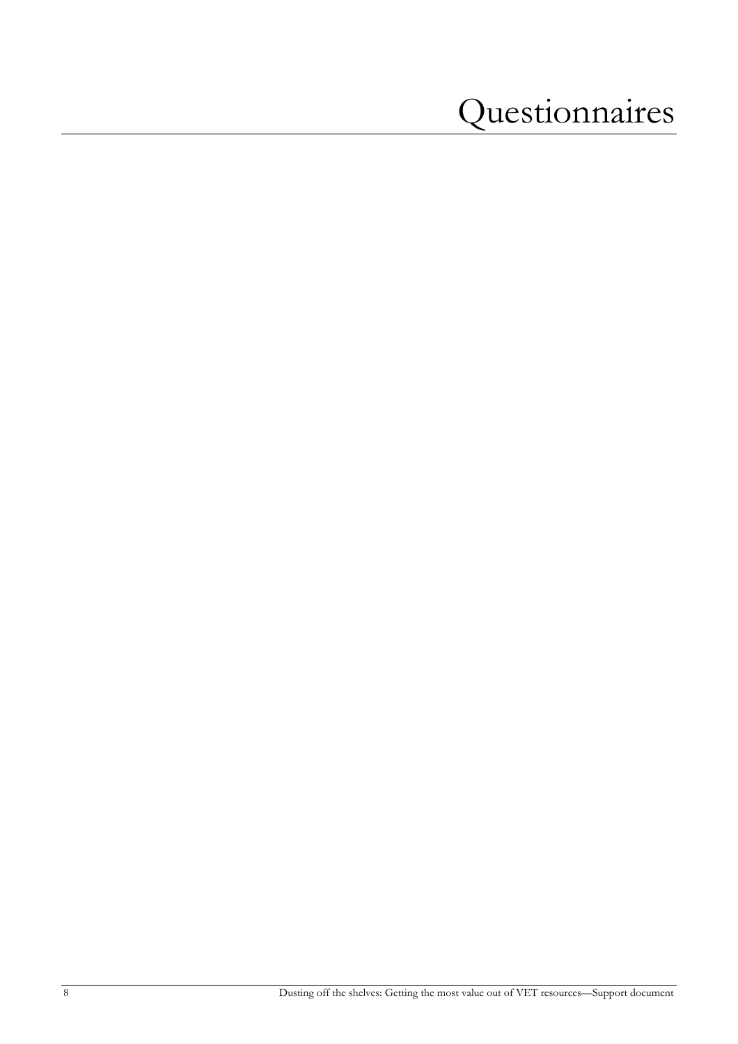# Questionnaires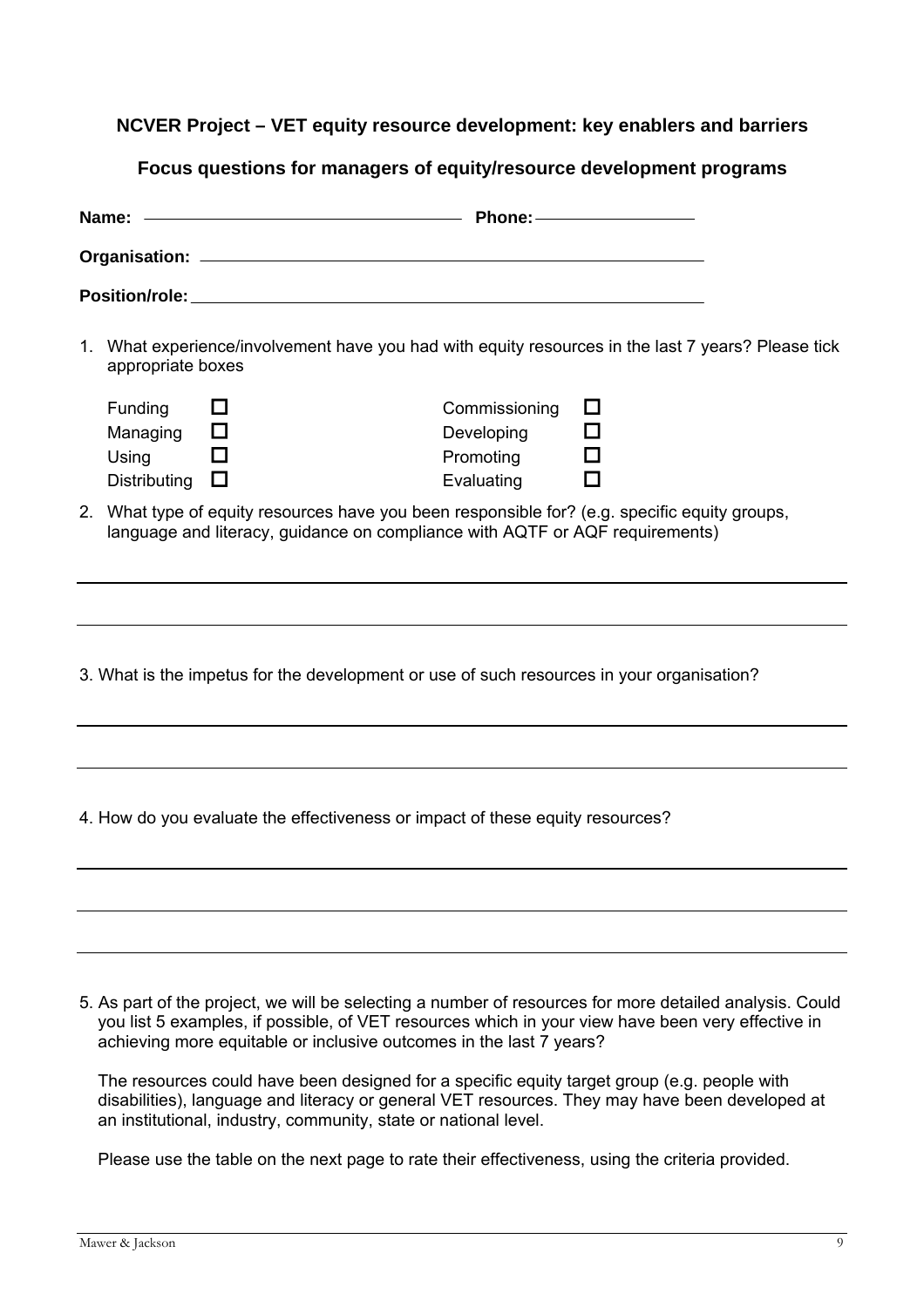## NCVER Project – VET equity resource development: key enablers and barriers

### Focus questions for managers of equity/resource development programs

**Name:** ______________________ **Phone:** ______________

**Organisation:** ______________________________________

**Position/role:** ______________________________________

1. What experience/involvement have you had with equity resources in the last 7 years? Please tick appropriate boxes

| | | | |
|---|---|---|---|
| Funding | ☐ | Commissioning | ☐ |
| Managing | ☐ | Developing | ☐ |
| Using | ☐ | Promoting | ☐ |
| Distributing | ☐ | Evaluating | ☐ |

2. What type of equity resources have you been responsible for? (e.g. specific equity groups, language and literacy, guidance on compliance with AQTF or AQF requirements)

______________________________________

______________________________________

3. What is the impetus for the development or use of such resources in your organisation?

______________________________________

______________________________________

4. How do you evaluate the effectiveness or impact of these equity resources?

______________________________________

______________________________________

______________________________________

5. As part of the project, we will be selecting a number of resources for more detailed analysis. Could you list 5 examples, if possible, of VET resources which in your view have been very effective in achieving more equitable or inclusive outcomes in the last 7 years?

   The resources could have been designed for a specific equity target group (e.g. people with disabilities), language and literacy or general VET resources. They may have been developed at an institutional, industry, community, state or national level.

   Please use the table on the next page to rate their effectiveness, using the criteria provided.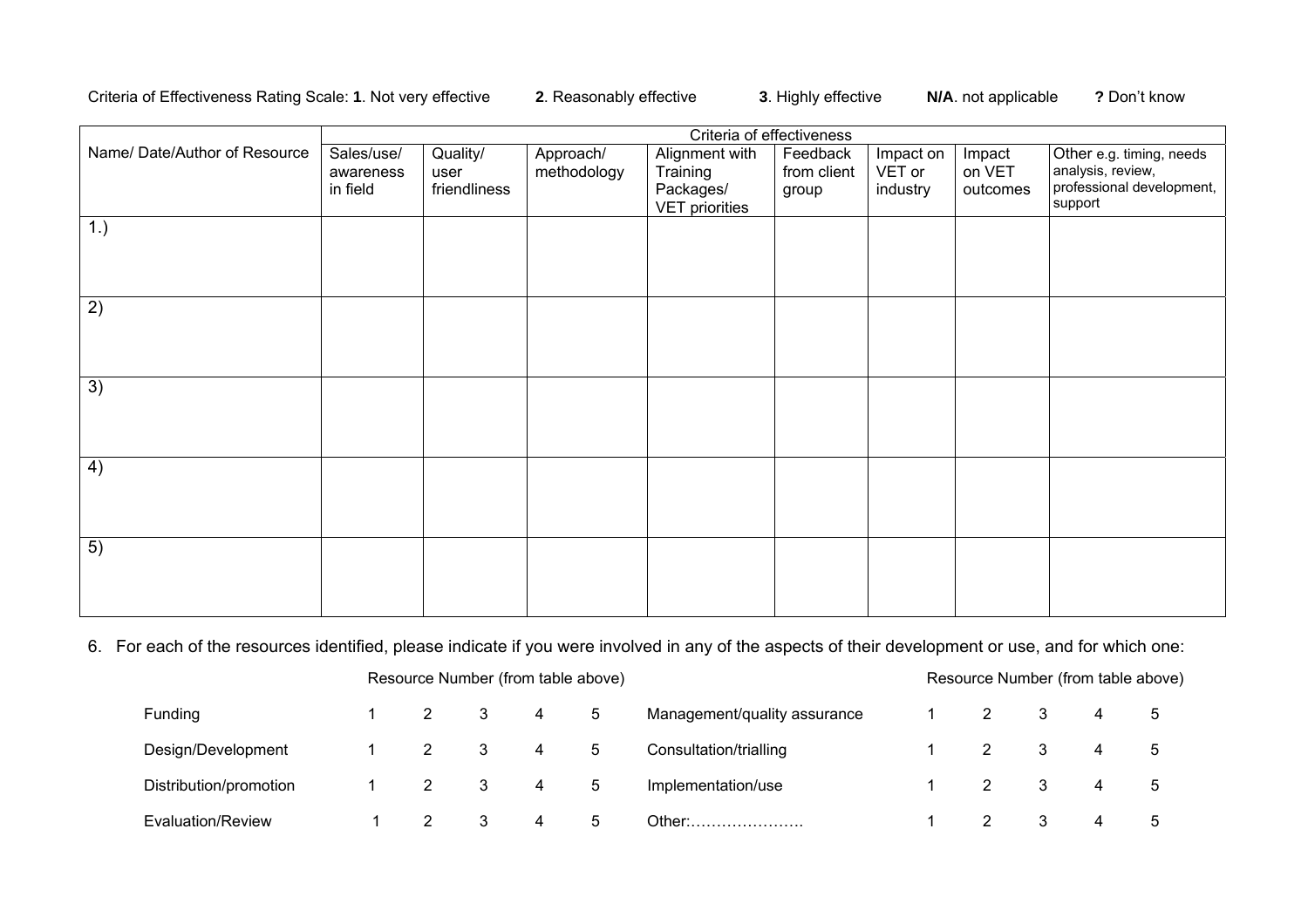Criteria of Effectiveness Rating Scale: **1**. Not very effective **2**. Reasonably effective **3**. Highly effective **N/A**. not applicable **?** Don't know

| Name/ Date/Author of Resource | Criteria of effectiveness | | | | | | | |
|---|---|---|---|---|---|---|---|---|
| | Sales/use/ awareness in field | Quality/ user friendliness | Approach/ methodology | Alignment with Training Packages/ VET priorities | Feedback from client group | Impact on VET or industry | Impact on VET outcomes | Other e.g. timing, needs analysis, review, professional development, support |
| 1.) | | | | | | | | |
| 2) | | | | | | | | |
| 3) | | | | | | | | |
| 4) | | | | | | | | |
| 5) | | | | | | | | |

6. For each of the resources identified, please indicate if you were involved in any of the aspects of their development or use, and for which one:

| | Resource Number (from table above) | | | | | | Resource Number (from table above) | | | | |
|---|---|---|---|---|---|---|---|---|---|---|---|
| Funding | 1 | 2 | 3 | 4 | 5 | Management/quality assurance | 1 | 2 | 3 | 4 | 5 |
| Design/Development | 1 | 2 | 3 | 4 | 5 | Consultation/trialling | 1 | 2 | 3 | 4 | 5 |
| Distribution/promotion | 1 | 2 | 3 | 4 | 5 | Implementation/use | 1 | 2 | 3 | 4 | 5 |
| Evaluation/Review | 1 | 2 | 3 | 4 | 5 | Other:………………… | 1 | 2 | 3 | 4 | 5 |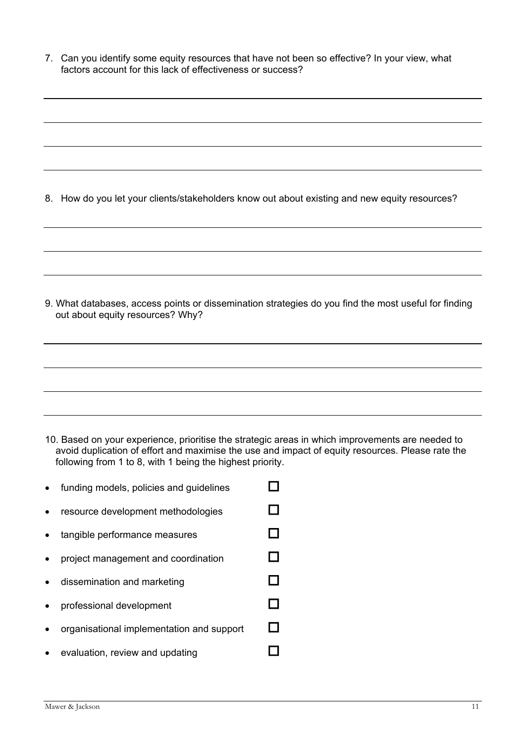7. Can you identify some equity resources that have not been so effective? In your view, what factors account for this lack of effectiveness or success?

8. How do you let your clients/stakeholders know out about existing and new equity resources?

9. What databases, access points or dissemination strategies do you find the most useful for finding out about equity resources? Why?

10. Based on your experience, prioritise the strategic areas in which improvements are needed to avoid duplication of effort and maximise the use and impact of equity resources. Please rate the following from 1 to 8, with 1 being the highest priority.

- funding models, policies and guidelines ☐
- resource development methodologies ☐
- tangible performance measures ☐
- project management and coordination ☐
- dissemination and marketing ☐
- professional development ☐
- organisational implementation and support ☐
- evaluation, review and updating ☐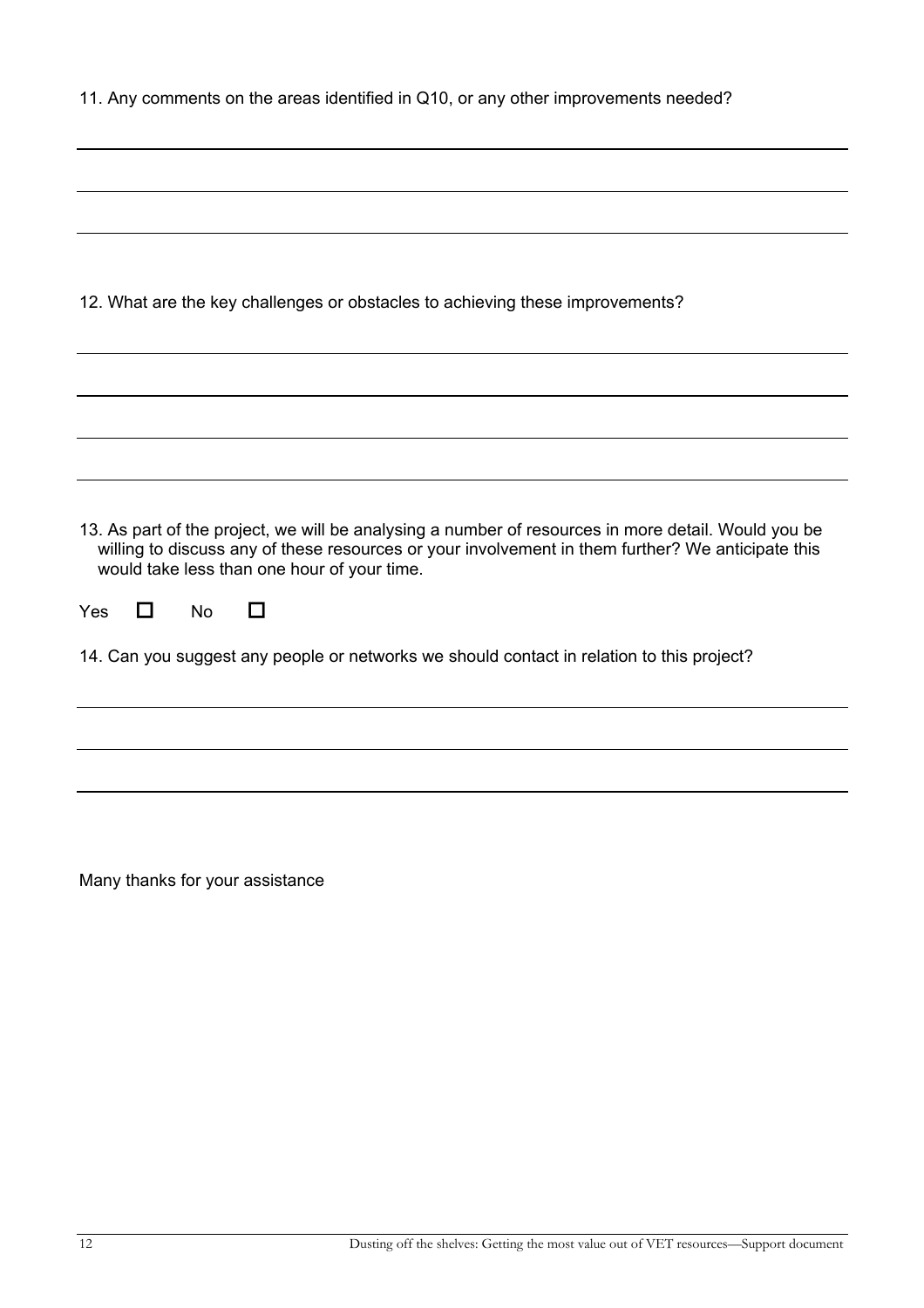11. Any comments on the areas identified in Q10, or any other improvements needed?

12. What are the key challenges or obstacles to achieving these improvements?

13. As part of the project, we will be analysing a number of resources in more detail. Would you be willing to discuss any of these resources or your involvement in them further? We anticipate this would take less than one hour of your time.

Yes ☐ No ☐

14. Can you suggest any people or networks we should contact in relation to this project?

Many thanks for your assistance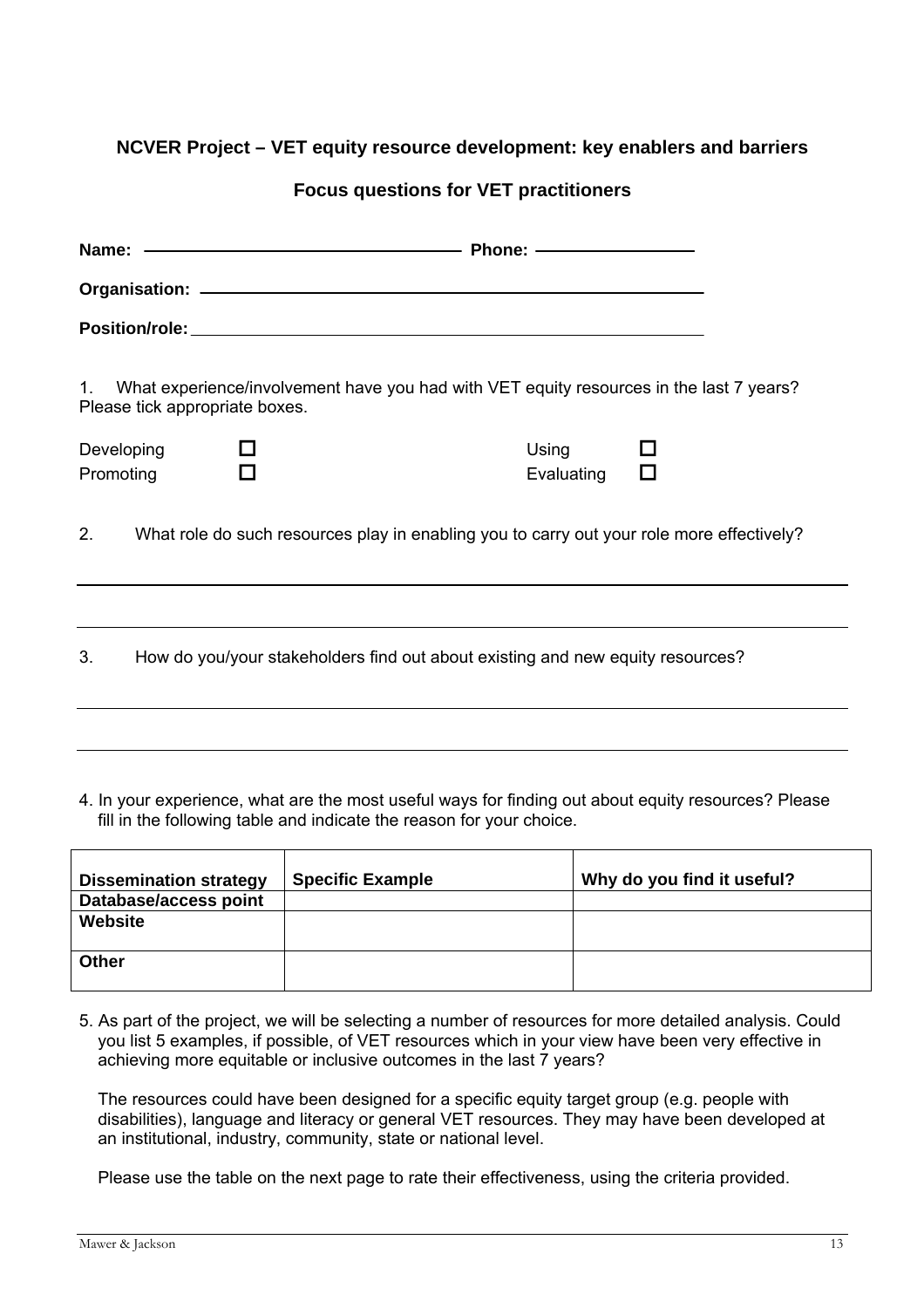## NCVER Project – VET equity resource development: key enablers and barriers

### Focus questions for VET practitioners

**Name:** ______________________________ **Phone:** ________________

**Organisation:** ____________________________________________

**Position/role:** ____________________________________________

1. What experience/involvement have you had with VET equity resources in the last 7 years? Please tick appropriate boxes.

Developing ☐ Using ☐
Promoting ☐ Evaluating ☐

2. What role do such resources play in enabling you to carry out your role more effectively?

_______________________________________________________________

_______________________________________________________________

3. How do you/your stakeholders find out about existing and new equity resources?

_______________________________________________________________

_______________________________________________________________

4. In your experience, what are the most useful ways for finding out about equity resources? Please fill in the following table and indicate the reason for your choice.

| Dissemination strategy | Specific Example | Why do you find it useful? |
|---|---|---|
| **Database/access point** | | |
| **Website** | | |
| **Other** | | |

5. As part of the project, we will be selecting a number of resources for more detailed analysis. Could you list 5 examples, if possible, of VET resources which in your view have been very effective in achieving more equitable or inclusive outcomes in the last 7 years?

   The resources could have been designed for a specific equity target group (e.g. people with disabilities), language and literacy or general VET resources. They may have been developed at an institutional, industry, community, state or national level.

   Please use the table on the next page to rate their effectiveness, using the criteria provided.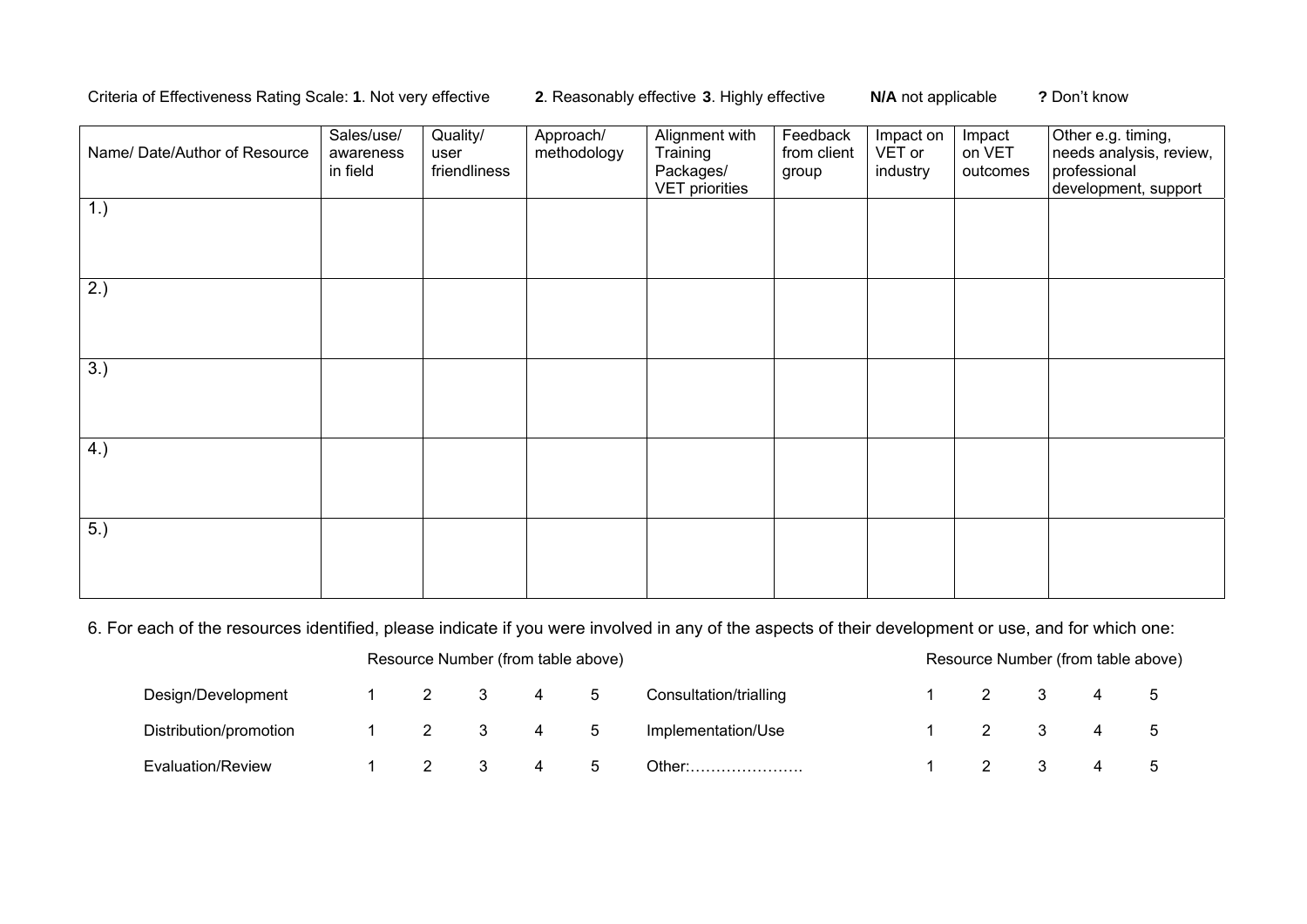Criteria of Effectiveness Rating Scale: **1**. Not very effective **2**. Reasonably effective **3**. Highly effective **N/A** not applicable **?** Don't know

| Name/ Date/Author of Resource | Sales/use/ awareness in field | Quality/ user friendliness | Approach/ methodology | Alignment with Training Packages/ VET priorities | Feedback from client group | Impact on VET or industry | Impact on VET outcomes | Other e.g. timing, needs analysis, review, professional development, support |
|---|---|---|---|---|---|---|---|---|
| 1.) | | | | | | | | |
| 2.) | | | | | | | | |
| 3.) | | | | | | | | |
| 4.) | | | | | | | | |
| 5.) | | | | | | | | |

6. For each of the resources identified, please indicate if you were involved in any of the aspects of their development or use, and for which one:

| | Resource Number (from table above) | | | | | | Resource Number (from table above) | | | | |
|---|---|---|---|---|---|---|---|---|---|---|---|
| Design/Development | 1 | 2 | 3 | 4 | 5 | Consultation/trialling | 1 | 2 | 3 | 4 | 5 |
| Distribution/promotion | 1 | 2 | 3 | 4 | 5 | Implementation/Use | 1 | 2 | 3 | 4 | 5 |
| Evaluation/Review | 1 | 2 | 3 | 4 | 5 | Other:…………………. | 1 | 2 | 3 | 4 | 5 |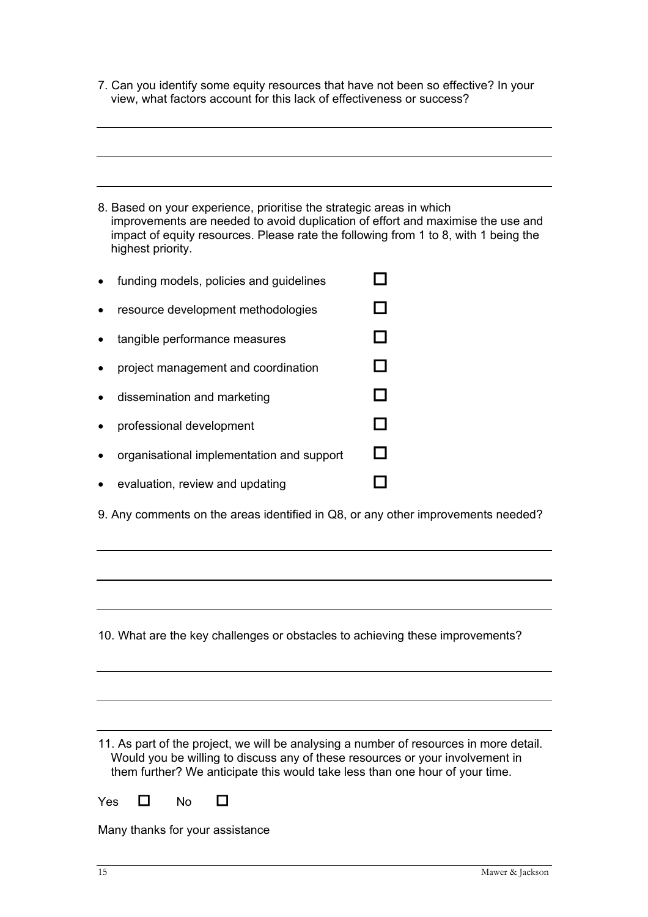7. Can you identify some equity resources that have not been so effective? In your view, what factors account for this lack of effectiveness or success?

8. Based on your experience, prioritise the strategic areas in which improvements are needed to avoid duplication of effort and maximise the use and impact of equity resources. Please rate the following from 1 to 8, with 1 being the highest priority.

- funding models, policies and guidelines ☐
- resource development methodologies ☐
- tangible performance measures ☐
- project management and coordination ☐
- dissemination and marketing ☐
- professional development ☐
- organisational implementation and support ☐
- evaluation, review and updating ☐

9. Any comments on the areas identified in Q8, or any other improvements needed?

10. What are the key challenges or obstacles to achieving these improvements?

11. As part of the project, we will be analysing a number of resources in more detail. Would you be willing to discuss any of these resources or your involvement in them further? We anticipate this would take less than one hour of your time.

Yes ☐ No ☐

Many thanks for your assistance